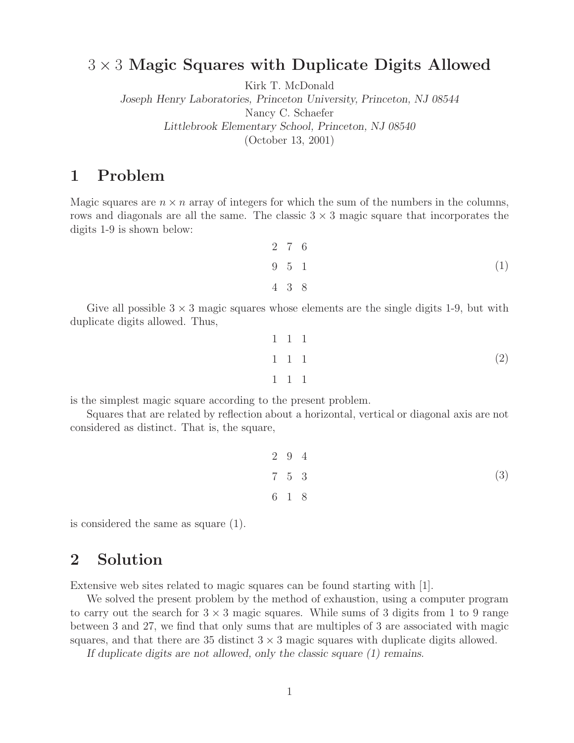# $3 \times 3$ Magic Squares with Duplicate Digits Allowed

Kirk T. McDonald
*Joseph Henry Laboratories, Princeton University, Princeton, NJ 08544*
Nancy C. Schaefer
*Littlebrook Elementary School, Princeton, NJ 08540*
(October 13, 2001)

## 1 Problem

Magic squares are $n \times n$ array of integers for which the sum of the numbers in the columns, rows and diagonals are all the same. The classic $3 \times 3$ magic square that incorporates the digits 1-9 is shown below:

$$\begin{array}{ccc} 2 & 7 & 6 \\ 9 & 5 & 1 \\ 4 & 3 & 8 \end{array} \tag{1}$$

Give all possible $3 \times 3$ magic squares whose elements are the single digits 1-9, but with duplicate digits allowed. Thus,

$$\begin{array}{ccc} 1 & 1 & 1 \\ 1 & 1 & 1 \\ 1 & 1 & 1 \end{array} \tag{2}$$

is the simplest magic square according to the present problem.

Squares that are related by reflection about a horizontal, vertical or diagonal axis are not considered as distinct. That is, the square,

$$\begin{array}{ccc} 2 & 9 & 4 \\ 7 & 5 & 3 \\ 6 & 1 & 8 \end{array} \tag{3}$$

is considered the same as square (1).

## 2 Solution

Extensive web sites related to magic squares can be found starting with [1].

We solved the present problem by the method of exhaustion, using a computer program to carry out the search for $3 \times 3$ magic squares. While sums of 3 digits from 1 to 9 range between 3 and 27, we find that only sums that are multiples of 3 are associated with magic squares, and that there are 35 distinct $3 \times 3$ magic squares with duplicate digits allowed.

*If duplicate digits are not allowed, only the classic square (1) remains.*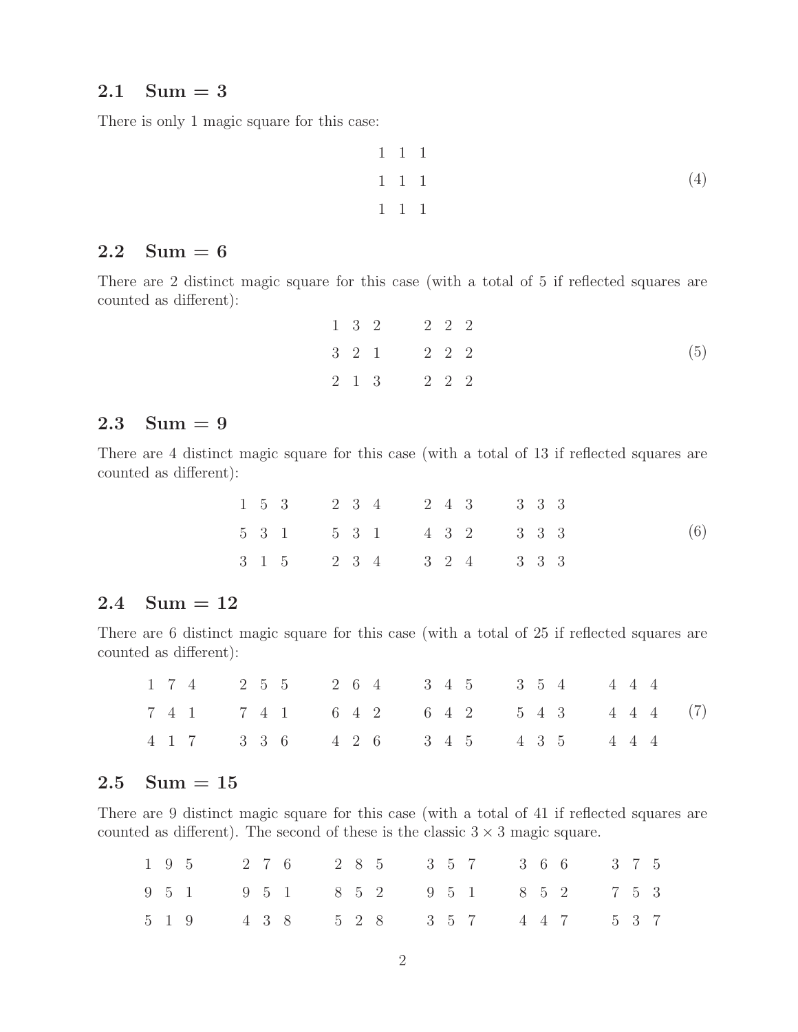## 2.1 Sum = 3

There is only 1 magic square for this case:

$$
\begin{array}{ccc}
1 & 1 & 1 \\
1 & 1 & 1 \\
1 & 1 & 1
\end{array}
\tag{4}
$$

## 2.2 Sum = 6

There are 2 distinct magic square for this case (with a total of 5 if reflected squares are counted as different):

$$
\begin{array}{ccc}
1 & 3 & 2 \\
3 & 2 & 1 \\
2 & 1 & 3
\end{array}
\qquad
\begin{array}{ccc}
2 & 2 & 2 \\
2 & 2 & 2 \\
2 & 2 & 2
\end{array}
\tag{5}
$$

## 2.3 Sum = 9

There are 4 distinct magic square for this case (with a total of 13 if reflected squares are counted as different):

$$
\begin{array}{ccc}
1 & 5 & 3 \\
5 & 3 & 1 \\
3 & 1 & 5
\end{array}
\qquad
\begin{array}{ccc}
2 & 3 & 4 \\
5 & 3 & 1 \\
2 & 3 & 4
\end{array}
\qquad
\begin{array}{ccc}
2 & 4 & 3 \\
4 & 3 & 2 \\
3 & 2 & 4
\end{array}
\qquad
\begin{array}{ccc}
3 & 3 & 3 \\
3 & 3 & 3 \\
3 & 3 & 3
\end{array}
\tag{6}
$$

## 2.4 Sum = 12

There are 6 distinct magic square for this case (with a total of 25 if reflected squares are counted as different):

$$
\begin{array}{ccc}
1 & 7 & 4 \\
7 & 4 & 1 \\
4 & 1 & 7
\end{array}
\qquad
\begin{array}{ccc}
2 & 5 & 5 \\
7 & 4 & 1 \\
3 & 3 & 6
\end{array}
\qquad
\begin{array}{ccc}
2 & 6 & 4 \\
6 & 4 & 2 \\
4 & 2 & 6
\end{array}
\qquad
\begin{array}{ccc}
3 & 4 & 5 \\
6 & 4 & 2 \\
3 & 4 & 5
\end{array}
\qquad
\begin{array}{ccc}
3 & 5 & 4 \\
5 & 4 & 3 \\
4 & 3 & 5
\end{array}
\qquad
\begin{array}{ccc}
4 & 4 & 4 \\
4 & 4 & 4 \\
4 & 4 & 4
\end{array}
\tag{7}
$$

## 2.5 Sum = 15

There are 9 distinct magic square for this case (with a total of 41 if reflected squares are counted as different). The second of these is the classic $3 \times 3$ magic square.

$$
\begin{array}{ccc}
1 & 9 & 5 \\
9 & 5 & 1 \\
5 & 1 & 9
\end{array}
\qquad
\begin{array}{ccc}
2 & 7 & 6 \\
9 & 5 & 1 \\
4 & 3 & 8
\end{array}
\qquad
\begin{array}{ccc}
2 & 8 & 5 \\
8 & 5 & 2 \\
5 & 2 & 8
\end{array}
\qquad
\begin{array}{ccc}
3 & 5 & 7 \\
9 & 5 & 1 \\
3 & 5 & 7
\end{array}
\qquad
\begin{array}{ccc}
3 & 6 & 6 \\
8 & 5 & 2 \\
4 & 4 & 7
\end{array}
\qquad
\begin{array}{ccc}
3 & 7 & 5 \\
7 & 5 & 3 \\
5 & 3 & 7
\end{array}
$$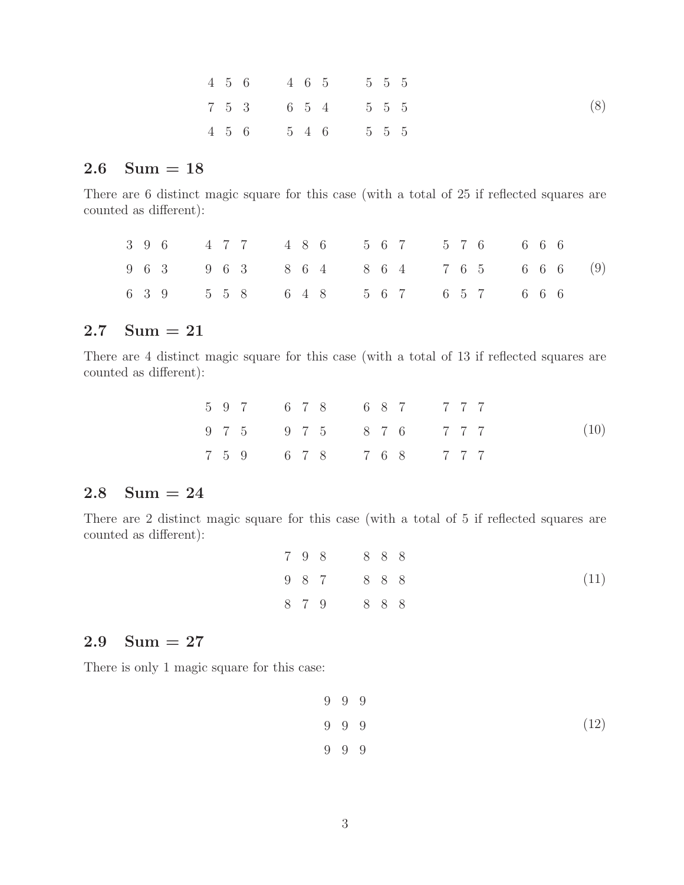$$
\begin{array}{ccc}
4 & 5 & 6 \\
7 & 5 & 3 \\
4 & 5 & 6
\end{array}
\qquad
\begin{array}{ccc}
4 & 6 & 5 \\
6 & 5 & 4 \\
5 & 4 & 6
\end{array}
\qquad
\begin{array}{ccc}
5 & 5 & 5 \\
5 & 5 & 5 \\
5 & 5 & 5
\end{array}
\tag{8}
$$

### 2.6 Sum = 18

There are 6 distinct magic square for this case (with a total of 25 if reflected squares are counted as different):

$$
\begin{array}{ccc}
3 & 9 & 6 \\
9 & 6 & 3 \\
6 & 3 & 9
\end{array}
\qquad
\begin{array}{ccc}
4 & 7 & 7 \\
9 & 6 & 3 \\
5 & 5 & 8
\end{array}
\qquad
\begin{array}{ccc}
4 & 8 & 6 \\
8 & 6 & 4 \\
6 & 4 & 8
\end{array}
\qquad
\begin{array}{ccc}
5 & 6 & 7 \\
8 & 6 & 4 \\
5 & 6 & 7
\end{array}
\qquad
\begin{array}{ccc}
5 & 7 & 6 \\
7 & 6 & 5 \\
6 & 5 & 7
\end{array}
\qquad
\begin{array}{ccc}
6 & 6 & 6 \\
6 & 6 & 6 \\
6 & 6 & 6
\end{array}
\tag{9}
$$

### 2.7 Sum = 21

There are 4 distinct magic square for this case (with a total of 13 if reflected squares are counted as different):

$$
\begin{array}{ccc}
5 & 9 & 7 \\
9 & 7 & 5 \\
7 & 5 & 9
\end{array}
\qquad
\begin{array}{ccc}
6 & 7 & 8 \\
9 & 7 & 5 \\
6 & 7 & 8
\end{array}
\qquad
\begin{array}{ccc}
6 & 8 & 7 \\
8 & 7 & 6 \\
7 & 6 & 8
\end{array}
\qquad
\begin{array}{ccc}
7 & 7 & 7 \\
7 & 7 & 7 \\
7 & 7 & 7
\end{array}
\tag{10}
$$

### 2.8 Sum = 24

There are 2 distinct magic square for this case (with a total of 5 if reflected squares are counted as different):

$$
\begin{array}{ccc}
7 & 9 & 8 \\
9 & 8 & 7 \\
8 & 7 & 9
\end{array}
\qquad
\begin{array}{ccc}
8 & 8 & 8 \\
8 & 8 & 8 \\
8 & 8 & 8
\end{array}
\tag{11}
$$

### 2.9 Sum = 27

There is only 1 magic square for this case:

$$
\begin{array}{ccc}
9 & 9 & 9 \\
9 & 9 & 9 \\
9 & 9 & 9
\end{array}
\tag{12}
$$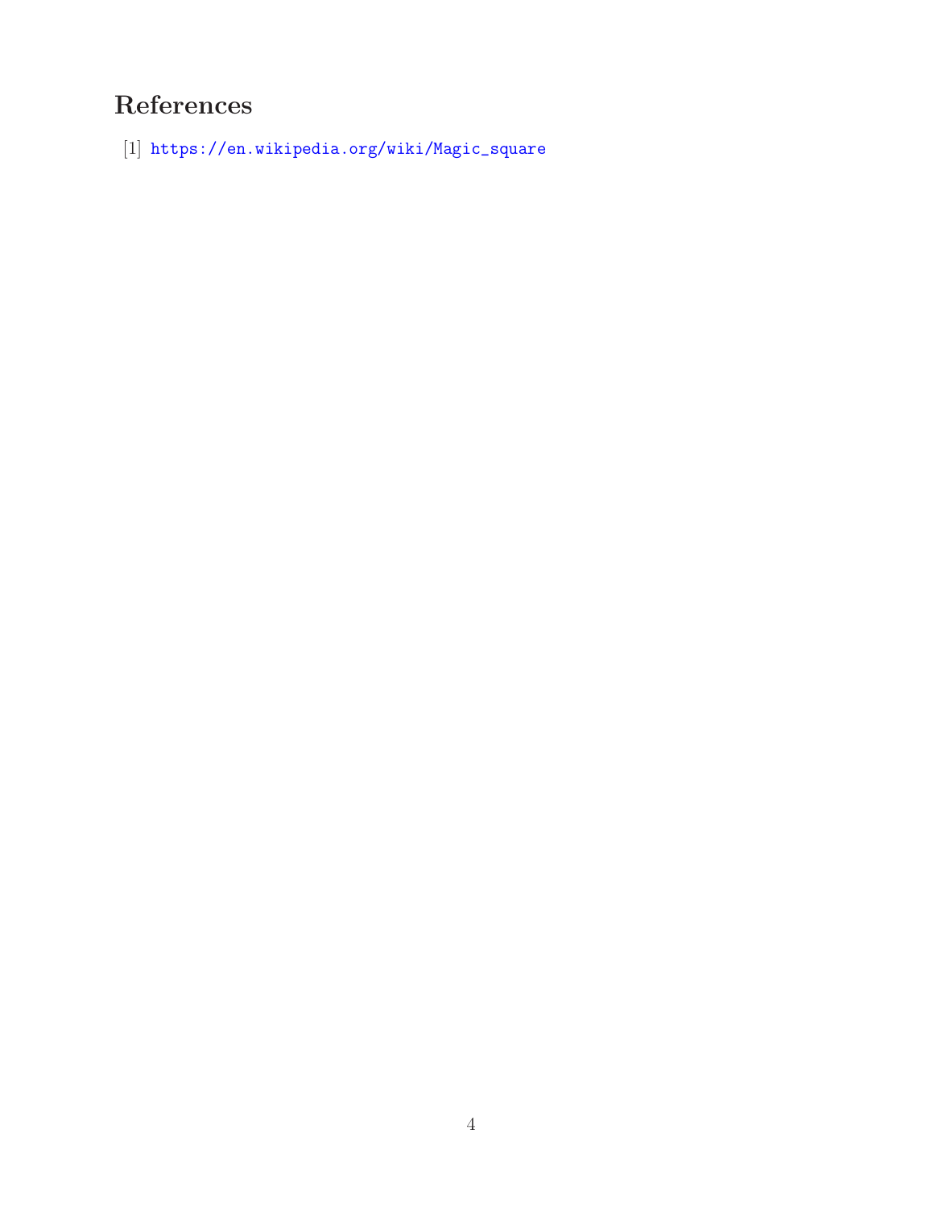# References

[1] https://en.wikipedia.org/wiki/Magic_square